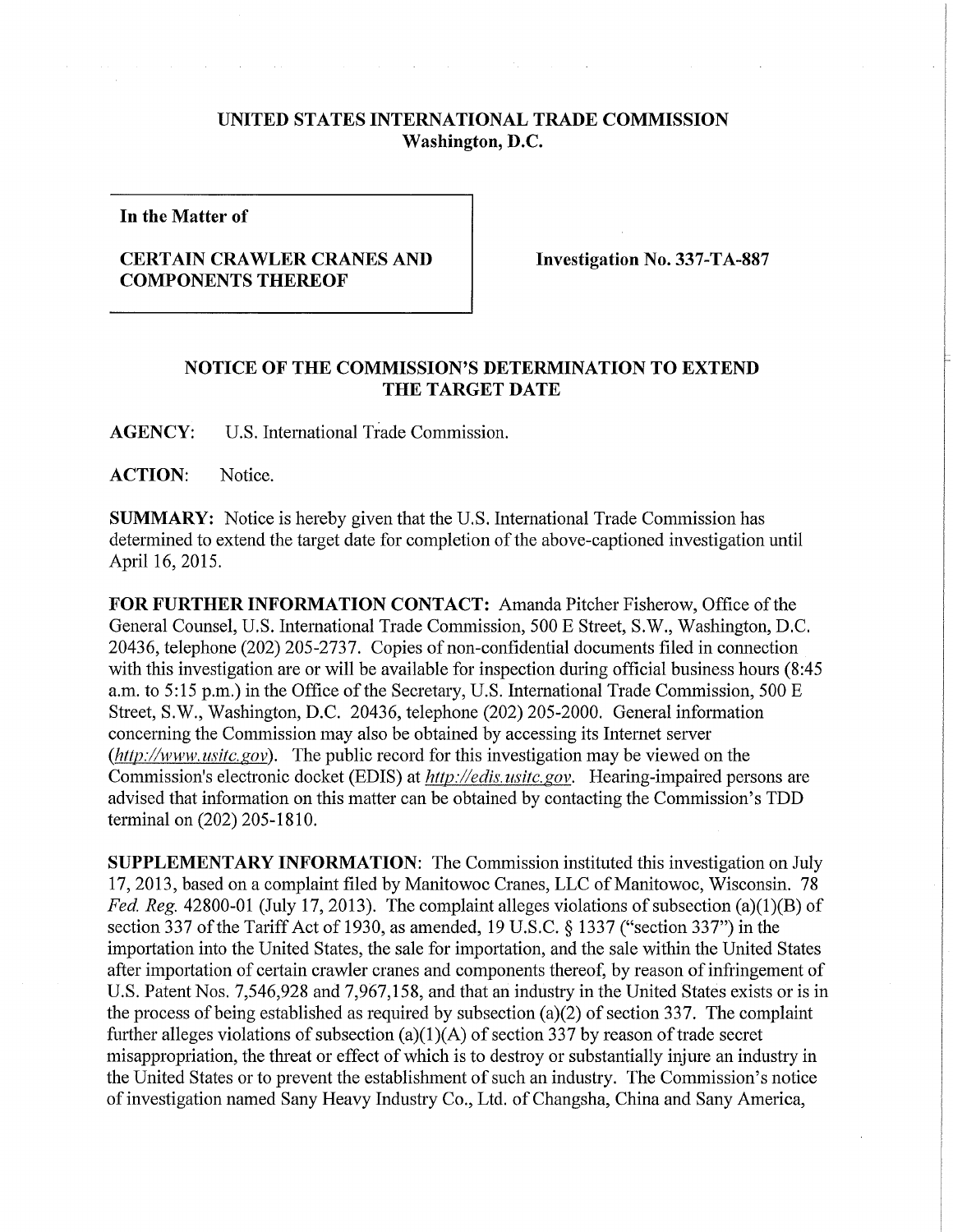**UNITED STATES INTERNATIONAL TRADE COMMISSION**
**Washington, D.C.**

**In the Matter of**

**CERTAIN CRAWLER CRANES AND COMPONENTS THEREOF**

**Investigation No. 337-TA-887**

## NOTICE OF THE COMMISSION'S DETERMINATION TO EXTEND THE TARGET DATE

**AGENCY:** U.S. International Trade Commission.

**ACTION:** Notice.

**SUMMARY:** Notice is hereby given that the U.S. International Trade Commission has determined to extend the target date for completion of the above-captioned investigation until April 16, 2015.

**FOR FURTHER INFORMATION CONTACT:** Amanda Pitcher Fisherow, Office of the General Counsel, U.S. International Trade Commission, 500 E Street, S.W., Washington, D.C. 20436, telephone (202) 205-2737. Copies of non-confidential documents filed in connection with this investigation are or will be available for inspection during official business hours (8:45 a.m. to 5:15 p.m.) in the Office of the Secretary, U.S. International Trade Commission, 500 E Street, S.W., Washington, D.C. 20436, telephone (202) 205-2000. General information concerning the Commission may also be obtained by accessing its Internet server (*http://www.usitc.gov*). The public record for this investigation may be viewed on the Commission's electronic docket (EDIS) at *http://edis.usitc.gov*. Hearing-impaired persons are advised that information on this matter can be obtained by contacting the Commission's TDD terminal on (202) 205-1810.

**SUPPLEMENTARY INFORMATION**: The Commission instituted this investigation on July 17, 2013, based on a complaint filed by Manitowoc Cranes, LLC of Manitowoc, Wisconsin. 78 *Fed. Reg.* 42800-01 (July 17, 2013). The complaint alleges violations of subsection (a)(1)(B) of section 337 of the Tariff Act of 1930, as amended, 19 U.S.C. § 1337 ("section 337") in the importation into the United States, the sale for importation, and the sale within the United States after importation of certain crawler cranes and components thereof, by reason of infringement of U.S. Patent Nos. 7,546,928 and 7,967,158, and that an industry in the United States exists or is in the process of being established as required by subsection (a)(2) of section 337. The complaint further alleges violations of subsection (a)(1)(A) of section 337 by reason of trade secret misappropriation, the threat or effect of which is to destroy or substantially injure an industry in the United States or to prevent the establishment of such an industry. The Commission's notice of investigation named Sany Heavy Industry Co., Ltd. of Changsha, China and Sany America,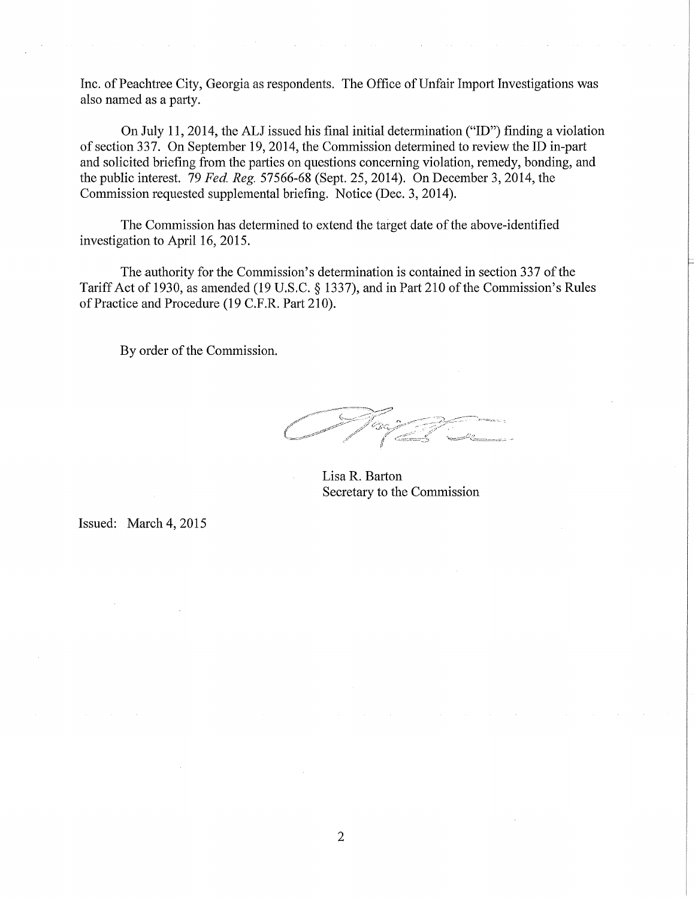Inc. of Peachtree City, Georgia as respondents. The Office of Unfair Import Investigations was also named as a party.

On July 11, 2014, the ALJ issued his final initial determination ("ID") finding a violation of section 337. On September 19, 2014, the Commission determined to review the ID in-part and solicited briefing from the parties on questions concerning violation, remedy, bonding, and the public interest. *79 Fed. Reg.* 57566-68 (Sept. 25, 2014). On December 3, 2014, the Commission requested supplemental briefing. Notice (Dec. 3, 2014).

The Commission has determined to extend the target date of the above-identified investigation to April 16, 2015.

The authority for the Commission's determination is contained in section 337 of the Tariff Act of 1930, as amended (19 U.S.C. § 1337), and in Part 210 of the Commission's Rules of Practice and Procedure (19 C.F.R. Part 210).

By order of the Commission.

Lisa R. Barton
Secretary to the Commission

Issued: March 4, 2015